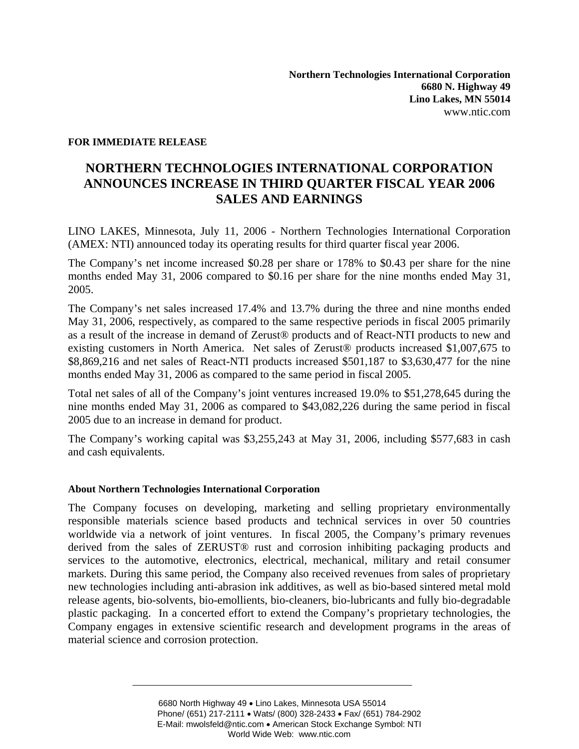**Northern Technologies International Corporation**
**6680 N. Highway 49**
**Lino Lakes, MN 55014**
www.ntic.com

**FOR IMMEDIATE RELEASE**

# NORTHERN TECHNOLOGIES INTERNATIONAL CORPORATION ANNOUNCES INCREASE IN THIRD QUARTER FISCAL YEAR 2006 SALES AND EARNINGS

LINO LAKES, Minnesota, July 11, 2006 - Northern Technologies International Corporation (AMEX: NTI) announced today its operating results for third quarter fiscal year 2006.

The Company's net income increased $0.28 per share or 178% to $0.43 per share for the nine months ended May 31, 2006 compared to $0.16 per share for the nine months ended May 31, 2005.

The Company's net sales increased 17.4% and 13.7% during the three and nine months ended May 31, 2006, respectively, as compared to the same respective periods in fiscal 2005 primarily as a result of the increase in demand of Zerust® products and of React-NTI products to new and existing customers in North America. Net sales of Zerust® products increased $1,007,675 to $8,869,216 and net sales of React-NTI products increased $501,187 to $3,630,477 for the nine months ended May 31, 2006 as compared to the same period in fiscal 2005.

Total net sales of all of the Company's joint ventures increased 19.0% to $51,278,645 during the nine months ended May 31, 2006 as compared to $43,082,226 during the same period in fiscal 2005 due to an increase in demand for product.

The Company's working capital was $3,255,243 at May 31, 2006, including $577,683 in cash and cash equivalents.

### About Northern Technologies International Corporation

The Company focuses on developing, marketing and selling proprietary environmentally responsible materials science based products and technical services in over 50 countries worldwide via a network of joint ventures. In fiscal 2005, the Company's primary revenues derived from the sales of ZERUST® rust and corrosion inhibiting packaging products and services to the automotive, electronics, electrical, mechanical, military and retail consumer markets. During this same period, the Company also received revenues from sales of proprietary new technologies including anti-abrasion ink additives, as well as bio-based sintered metal mold release agents, bio-solvents, bio-emollients, bio-cleaners, bio-lubricants and fully bio-degradable plastic packaging. In a concerted effort to extend the Company's proprietary technologies, the Company engages in extensive scientific research and development programs in the areas of material science and corrosion protection.

6680 North Highway 49 • Lino Lakes, Minnesota USA 55014
Phone/ (651) 217-2111 • Wats/ (800) 328-2433 • Fax/ (651) 784-2902
E-Mail: mwolsfeld@ntic.com • American Stock Exchange Symbol: NTI
World Wide Web: www.ntic.com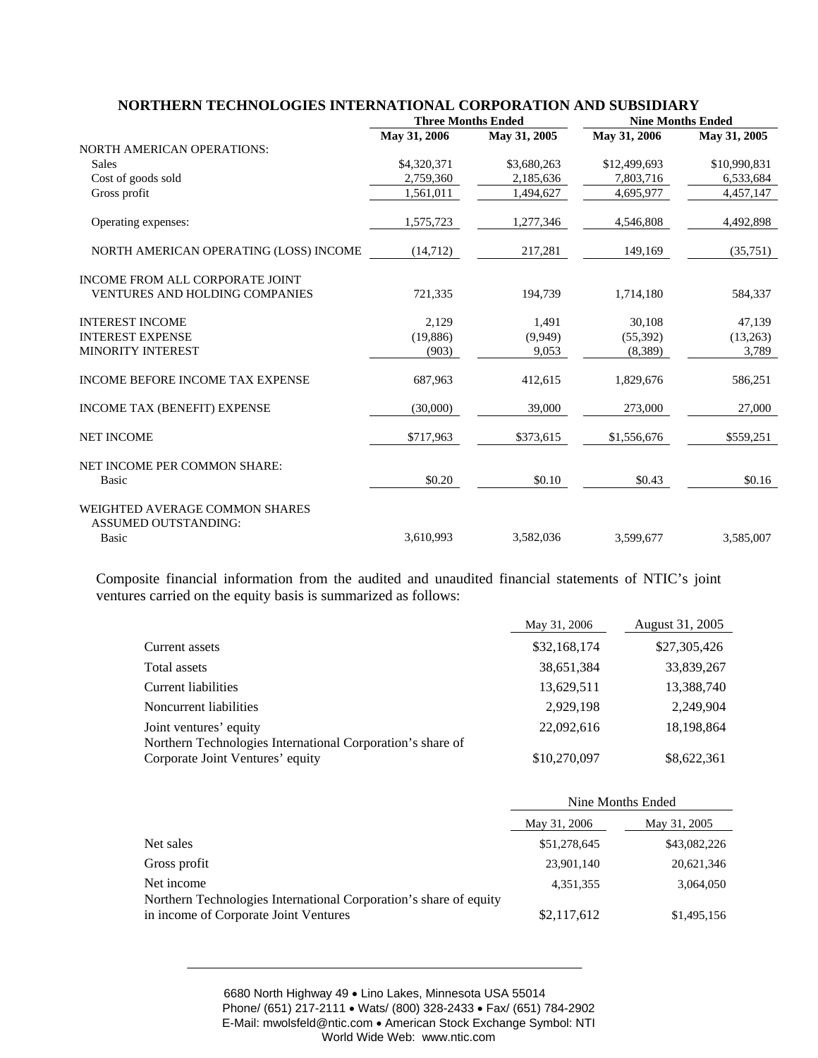## NORTHERN TECHNOLOGIES INTERNATIONAL CORPORATION AND SUBSIDIARY

| | Three Months Ended | | Nine Months Ended | |
|---|---|---|---|---|
| | May 31, 2006 | May 31, 2005 | May 31, 2006 | May 31, 2005 |
| NORTH AMERICAN OPERATIONS: | | | | |
| Sales | $4,320,371 | $3,680,263 | $12,499,693 | $10,990,831 |
| Cost of goods sold | 2,759,360 | 2,185,636 | 7,803,716 | 6,533,684 |
| Gross profit | 1,561,011 | 1,494,627 | 4,695,977 | 4,457,147 |
| Operating expenses: | 1,575,723 | 1,277,346 | 4,546,808 | 4,492,898 |
| NORTH AMERICAN OPERATING (LOSS) INCOME | (14,712) | 217,281 | 149,169 | (35,751) |
| INCOME FROM ALL CORPORATE JOINT VENTURES AND HOLDING COMPANIES | 721,335 | 194,739 | 1,714,180 | 584,337 |
| INTEREST INCOME | 2,129 | 1,491 | 30,108 | 47,139 |
| INTEREST EXPENSE | (19,886) | (9,949) | (55,392) | (13,263) |
| MINORITY INTEREST | (903) | 9,053 | (8,389) | 3,789 |
| INCOME BEFORE INCOME TAX EXPENSE | 687,963 | 412,615 | 1,829,676 | 586,251 |
| INCOME TAX (BENEFIT) EXPENSE | (30,000) | 39,000 | 273,000 | 27,000 |
| NET INCOME | $717,963 | $373,615 | $1,556,676 | $559,251 |
| NET INCOME PER COMMON SHARE: | | | | |
| Basic | $0.20 | $0.10 | $0.43 | $0.16 |
| WEIGHTED AVERAGE COMMON SHARES ASSUMED OUTSTANDING: | | | | |
| Basic | 3,610,993 | 3,582,036 | 3,599,677 | 3,585,007 |

Composite financial information from the audited and unaudited financial statements of NTIC's joint ventures carried on the equity basis is summarized as follows:

| | May 31, 2006 | August 31, 2005 |
|---|---|---|
| Current assets | $32,168,174 | $27,305,426 |
| Total assets | 38,651,384 | 33,839,267 |
| Current liabilities | 13,629,511 | 13,388,740 |
| Noncurrent liabilities | 2,929,198 | 2,249,904 |
| Joint ventures' equity | 22,092,616 | 18,198,864 |
| Northern Technologies International Corporation's share of Corporate Joint Ventures' equity | $10,270,097 | $8,622,361 |

| | Nine Months Ended | |
|---|---|---|
| | May 31, 2006 | May 31, 2005 |
| Net sales | $51,278,645 | $43,082,226 |
| Gross profit | 23,901,140 | 20,621,346 |
| Net income | 4,351,355 | 3,064,050 |
| Northern Technologies International Corporation's share of equity in income of Corporate Joint Ventures | $2,117,612 | $1,495,156 |

6680 North Highway 49 • Lino Lakes, Minnesota USA 55014
Phone/ (651) 217-2111 • Wats/ (800) 328-2433 • Fax/ (651) 784-2902
E-Mail: mwolsfeld@ntic.com • American Stock Exchange Symbol: NTI
World Wide Web: www.ntic.com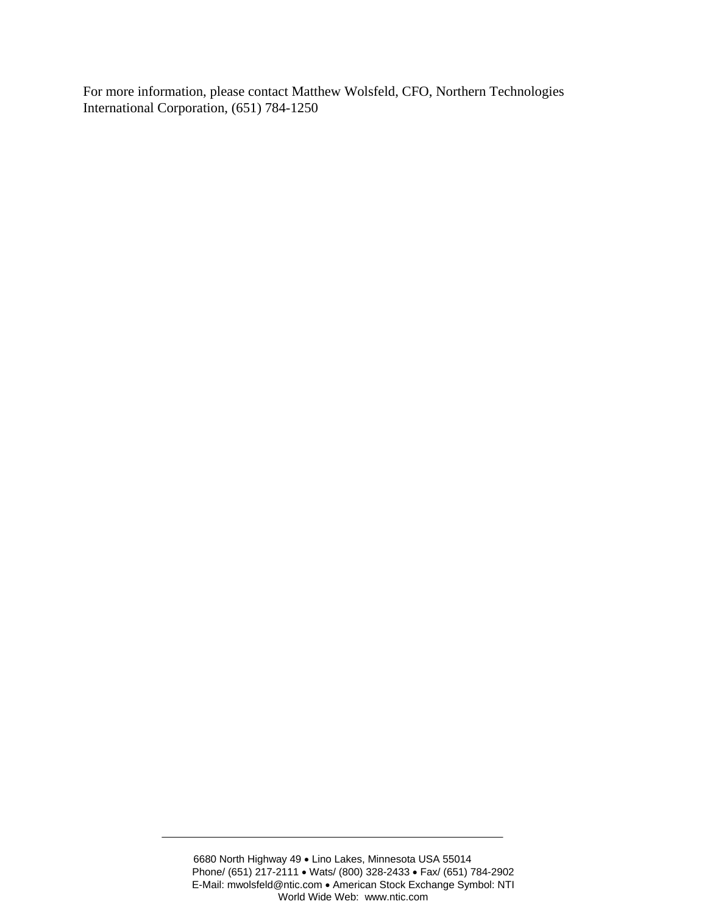For more information, please contact Matthew Wolsfeld, CFO, Northern Technologies International Corporation, (651) 784-1250

6680 North Highway 49 • Lino Lakes, Minnesota USA 55014
Phone/ (651) 217-2111 • Wats/ (800) 328-2433 • Fax/ (651) 784-2902
E-Mail: mwolsfeld@ntic.com • American Stock Exchange Symbol: NTI
World Wide Web: www.ntic.com